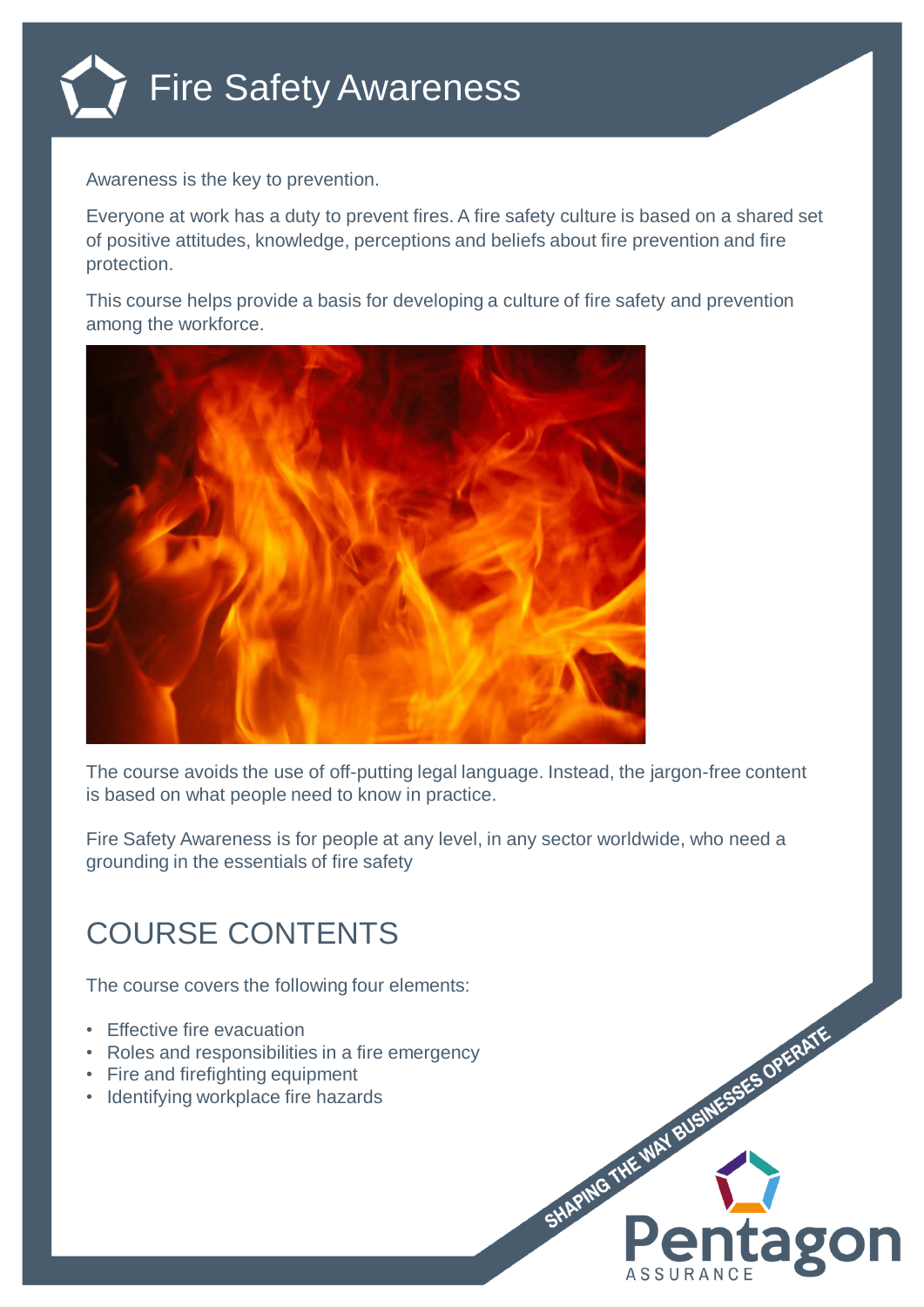# Fire Safety Awareness

Awareness is the key to prevention.

Everyone at work has a duty to prevent fires. A fire safety culture is based on a shared set of positive attitudes, knowledge, perceptions and beliefs about fire prevention and fire protection.

This course helps provide a basis for developing a culture of fire safety and prevention among the workforce.

The course avoids the use of off-putting legal language. Instead, the jargon-free content is based on what people need to know in practice.

Fire Safety Awareness is for people at any level, in any sector worldwide, who need a grounding in the essentials of fire safety

## COURSE CONTENTS

The course covers the following four elements:

- Effective fire evacuation
- Roles and responsibilities in a fire emergency
- Fire and firefighting equipment
- Identifying workplace fire hazards

SHAPING THE WAY BUSINESSES OPERATE

Pentagon ASSURANCE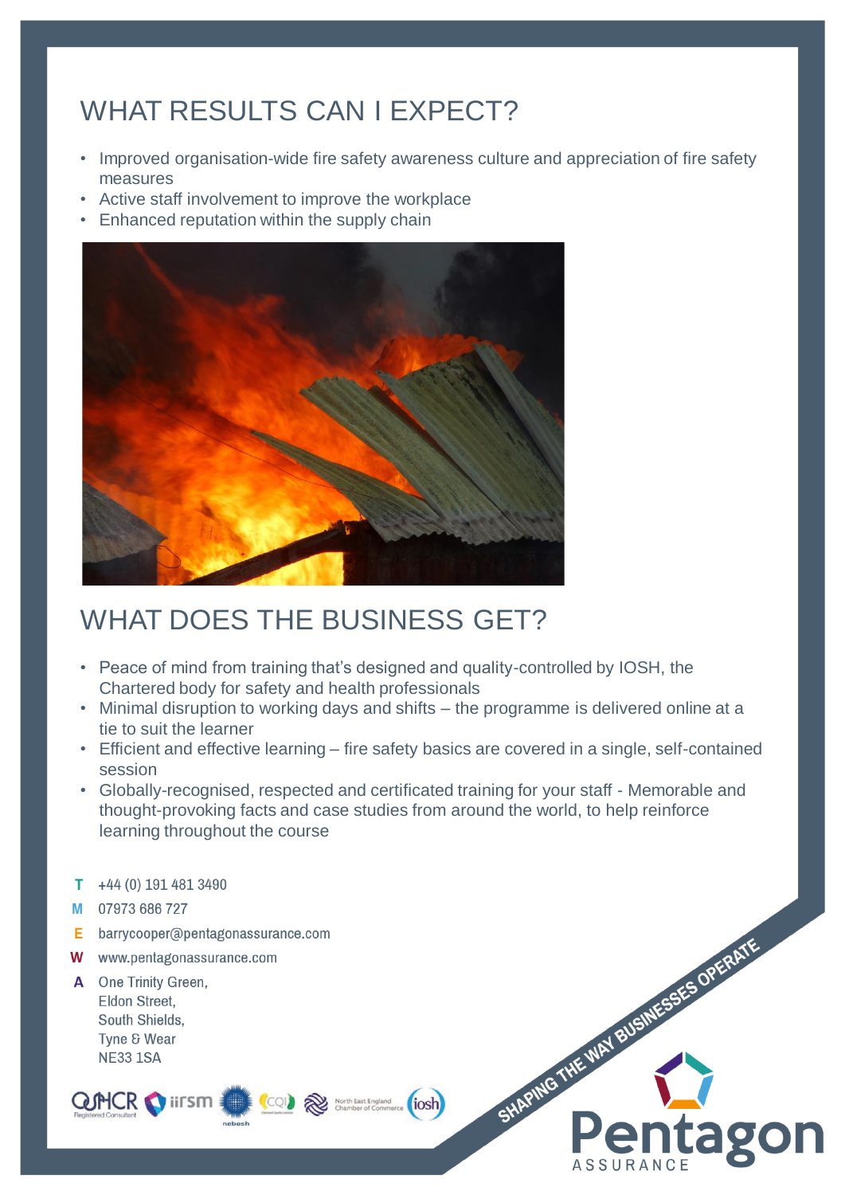## WHAT RESULTS CAN I EXPECT?

- Improved organisation-wide fire safety awareness culture and appreciation of fire safety measures
- Active staff involvement to improve the workplace
- Enhanced reputation within the supply chain

## WHAT DOES THE BUSINESS GET?

- Peace of mind from training that's designed and quality-controlled by IOSH, the Chartered body for safety and health professionals
- Minimal disruption to working days and shifts – the programme is delivered online at a tie to suit the learner
- Efficient and effective learning – fire safety basics are covered in a single, self-contained session
- Globally-recognised, respected and certificated training for your staff - Memorable and thought-provoking facts and case studies from around the world, to help reinforce learning throughout the course

**T** +44 (0) 191 481 3490
**M** 07973 686 727
**E** barrycooper@pentagonassurance.com
**W** www.pentagonassurance.com
**A** One Trinity Green,
Eldon Street,
South Shields,
Tyne & Wear
NE33 1SA

SHAPING THE WAY BUSINESSES OPERATE

Pentagon ASSURANCE